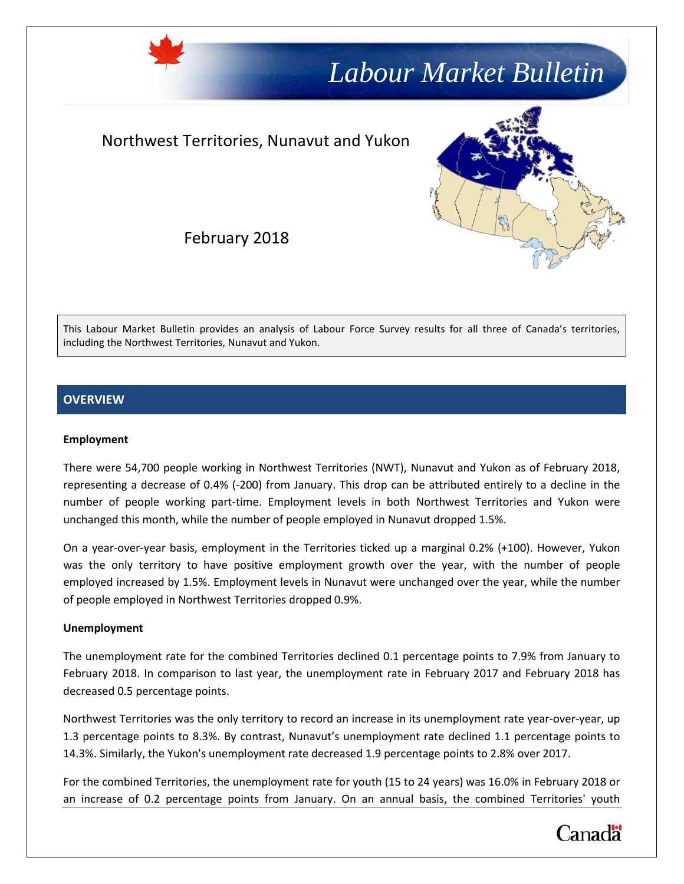# Labour Market Bulletin

## Northwest Territories, Nunavut and Yukon

February 2018

This Labour Market Bulletin provides an analysis of Labour Force Survey results for all three of Canada's territories, including the Northwest Territories, Nunavut and Yukon.

## OVERVIEW

### Employment

There were 54,700 people working in Northwest Territories (NWT), Nunavut and Yukon as of February 2018, representing a decrease of 0.4% (-200) from January. This drop can be attributed entirely to a decline in the number of people working part-time. Employment levels in both Northwest Territories and Yukon were unchanged this month, while the number of people employed in Nunavut dropped 1.5%.

On a year-over-year basis, employment in the Territories ticked up a marginal 0.2% (+100). However, Yukon was the only territory to have positive employment growth over the year, with the number of people employed increased by 1.5%. Employment levels in Nunavut were unchanged over the year, while the number of people employed in Northwest Territories dropped 0.9%.

### Unemployment

The unemployment rate for the combined Territories declined 0.1 percentage points to 7.9% from January to February 2018. In comparison to last year, the unemployment rate in February 2017 and February 2018 has decreased 0.5 percentage points.

Northwest Territories was the only territory to record an increase in its unemployment rate year-over-year, up 1.3 percentage points to 8.3%. By contrast, Nunavut's unemployment rate declined 1.1 percentage points to 14.3%. Similarly, the Yukon's unemployment rate decreased 1.9 percentage points to 2.8% over 2017.

For the combined Territories, the unemployment rate for youth (15 to 24 years) was 16.0% in February 2018 or an increase of 0.2 percentage points from January. On an annual basis, the combined Territories' youth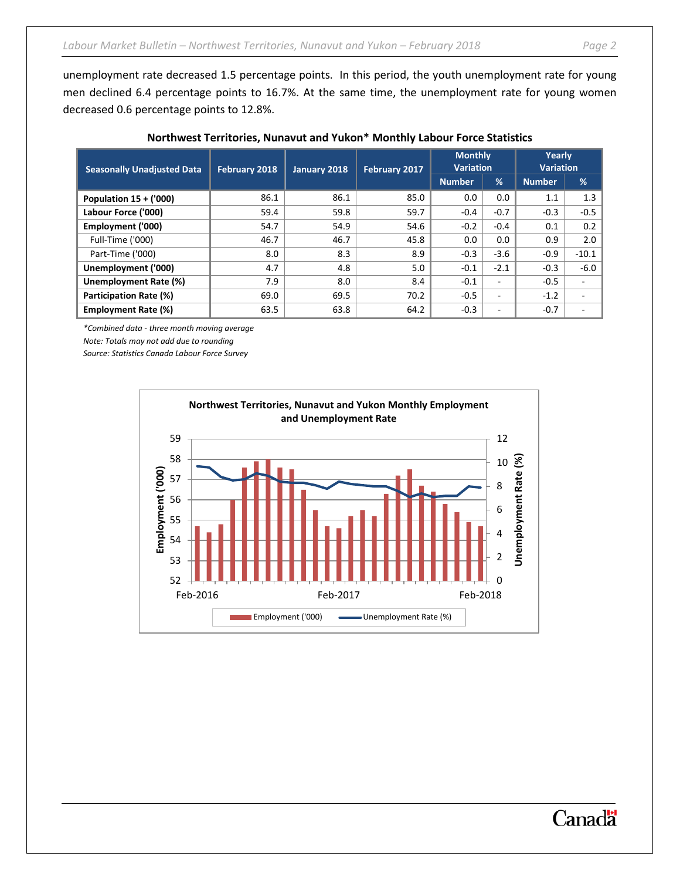unemployment rate decreased 1.5 percentage points. In this period, the youth unemployment rate for young men declined 6.4 percentage points to 16.7%. At the same time, the unemployment rate for young women decreased 0.6 percentage points to 12.8%.

**Northwest Territories, Nunavut and Yukon\* Monthly Labour Force Statistics**

| Seasonally Unadjusted Data | February 2018 | January 2018 | February 2017 | Monthly Variation | | Yearly Variation | |
|---|---|---|---|---|---|---|---|
| | | | | Number | % | Number | % |
| **Population 15 + ('000)** | 86.1 | 86.1 | 85.0 | 0.0 | 0.0 | 1.1 | 1.3 |
| **Labour Force ('000)** | 59.4 | 59.8 | 59.7 | -0.4 | -0.7 | -0.3 | -0.5 |
| **Employment ('000)** | 54.7 | 54.9 | 54.6 | -0.2 | -0.4 | 0.1 | 0.2 |
| Full-Time ('000) | 46.7 | 46.7 | 45.8 | 0.0 | 0.0 | 0.9 | 2.0 |
| Part-Time ('000) | 8.0 | 8.3 | 8.9 | -0.3 | -3.6 | -0.9 | -10.1 |
| **Unemployment ('000)** | 4.7 | 4.8 | 5.0 | -0.1 | -2.1 | -0.3 | -6.0 |
| **Unemployment Rate (%)** | 7.9 | 8.0 | 8.4 | -0.1 | - | -0.5 | - |
| **Participation Rate (%)** | 69.0 | 69.5 | 70.2 | -0.5 | - | -1.2 | - |
| **Employment Rate (%)** | 63.5 | 63.8 | 64.2 | -0.3 | - | -0.7 | - |

*\*Combined data - three month moving average*

*Note: Totals may not add due to rounding*

*Source: Statistics Canada Labour Force Survey*

**Northwest Territories, Nunavut and Yukon Monthly Employment and Unemployment Rate**

Employment ('000)

59
58
57
56
55
54
53
52

Unemployment Rate (%)

12
10
8
6
4
2
0

Feb-2016
Feb-2017
Feb-2018

Employment ('000)
Unemployment Rate (%)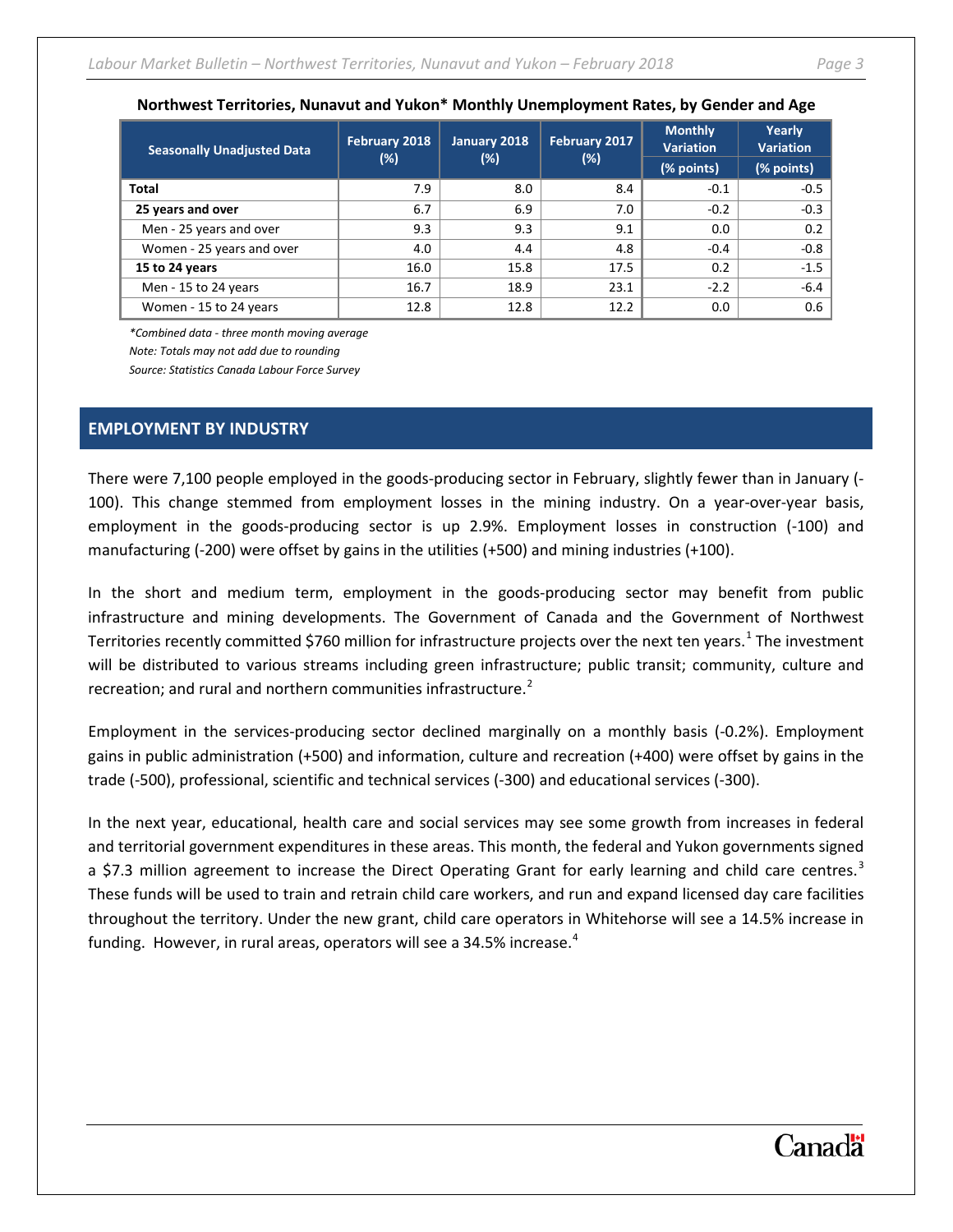**Northwest Territories, Nunavut and Yukon* Monthly Unemployment Rates, by Gender and Age**

| Seasonally Unadjusted Data | February 2018 (%) | January 2018 (%) | February 2017 (%) | Monthly Variation | Yearly Variation |
|---|---|---|---|---|---|
| | | | | (% points) | (% points) |
| **Total** | 7.9 | 8.0 | 8.4 | -0.1 | -0.5 |
| **25 years and over** | 6.7 | 6.9 | 7.0 | -0.2 | -0.3 |
| Men - 25 years and over | 9.3 | 9.3 | 9.1 | 0.0 | 0.2 |
| Women - 25 years and over | 4.0 | 4.4 | 4.8 | -0.4 | -0.8 |
| **15 to 24 years** | 16.0 | 15.8 | 17.5 | 0.2 | -1.5 |
| Men - 15 to 24 years | 16.7 | 18.9 | 23.1 | -2.2 | -6.4 |
| Women - 15 to 24 years | 12.8 | 12.8 | 12.2 | 0.0 | 0.6 |

*\*Combined data - three month moving average*

*Note: Totals may not add due to rounding*

*Source: Statistics Canada Labour Force Survey*

## EMPLOYMENT BY INDUSTRY

There were 7,100 people employed in the goods-producing sector in February, slightly fewer than in January (-100). This change stemmed from employment losses in the mining industry. On a year-over-year basis, employment in the goods-producing sector is up 2.9%. Employment losses in construction (-100) and manufacturing (-200) were offset by gains in the utilities (+500) and mining industries (+100).

In the short and medium term, employment in the goods-producing sector may benefit from public infrastructure and mining developments. The Government of Canada and the Government of Northwest Territories recently committed $760 million for infrastructure projects over the next ten years.[1] The investment will be distributed to various streams including green infrastructure; public transit; community, culture and recreation; and rural and northern communities infrastructure.[2]

Employment in the services-producing sector declined marginally on a monthly basis (-0.2%). Employment gains in public administration (+500) and information, culture and recreation (+400) were offset by gains in the trade (-500), professional, scientific and technical services (-300) and educational services (-300).

In the next year, educational, health care and social services may see some growth from increases in federal and territorial government expenditures in these areas. This month, the federal and Yukon governments signed a $7.3 million agreement to increase the Direct Operating Grant for early learning and child care centres.[3] These funds will be used to train and retrain child care workers, and run and expand licensed day care facilities throughout the territory. Under the new grant, child care operators in Whitehorse will see a 14.5% increase in funding. However, in rural areas, operators will see a 34.5% increase.[4]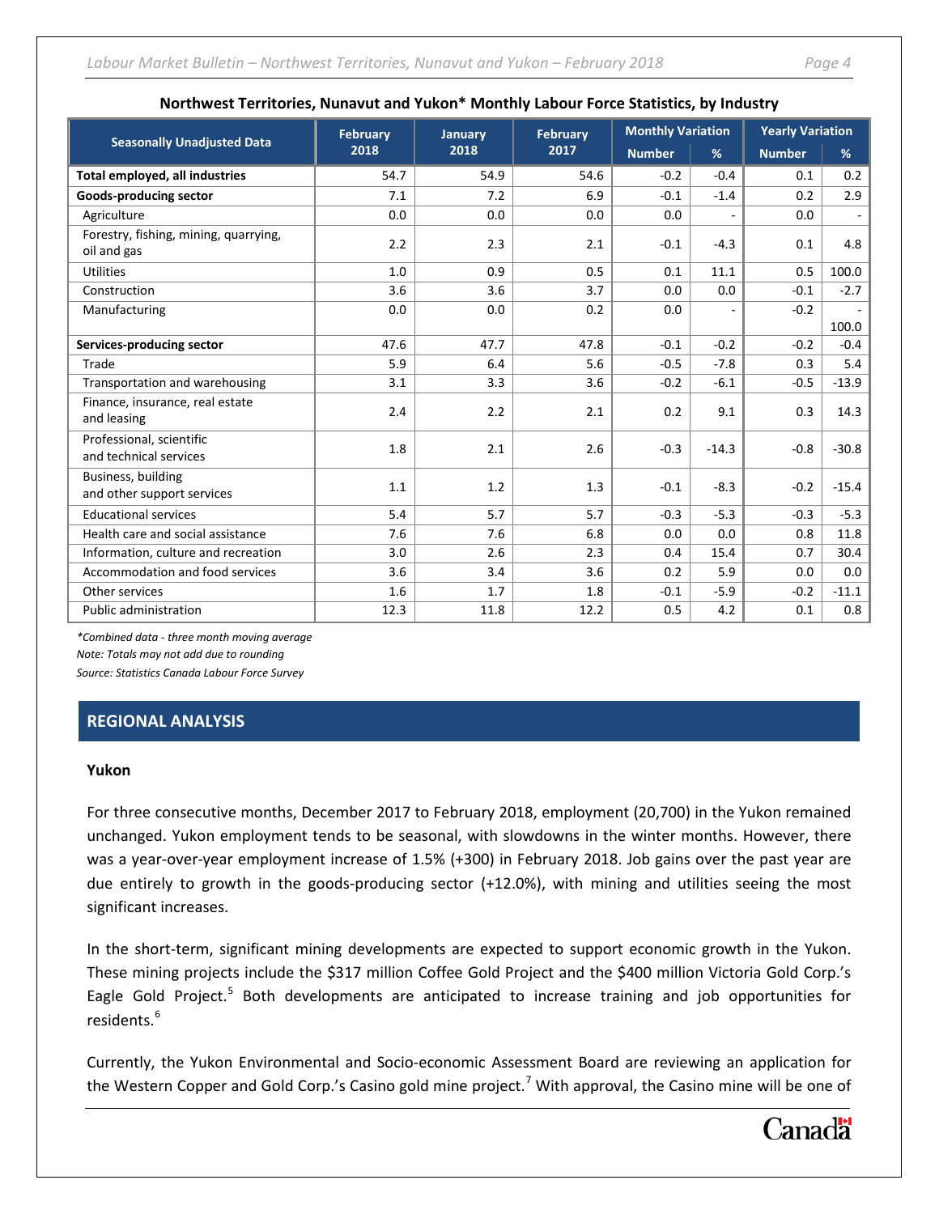**Northwest Territories, Nunavut and Yukon* Monthly Labour Force Statistics, by Industry**

| Seasonally Unadjusted Data | February 2018 | January 2018 | February 2017 | Monthly Variation | | Yearly Variation | |
|---|---|---|---|---|---|---|---|
| | | | | Number | % | Number | % |
| **Total employed, all industries** | 54.7 | 54.9 | 54.6 | -0.2 | -0.4 | 0.1 | 0.2 |
| **Goods-producing sector** | 7.1 | 7.2 | 6.9 | -0.1 | -1.4 | 0.2 | 2.9 |
| Agriculture | 0.0 | 0.0 | 0.0 | 0.0 | - | 0.0 | - |
| Forestry, fishing, mining, quarrying, oil and gas | 2.2 | 2.3 | 2.1 | -0.1 | -4.3 | 0.1 | 4.8 |
| Utilities | 1.0 | 0.9 | 0.5 | 0.1 | 11.1 | 0.5 | 100.0 |
| Construction | 3.6 | 3.6 | 3.7 | 0.0 | 0.0 | -0.1 | -2.7 |
| Manufacturing | 0.0 | 0.0 | 0.2 | 0.0 | - | -0.2 | -100.0 |
| **Services-producing sector** | 47.6 | 47.7 | 47.8 | -0.1 | -0.2 | -0.2 | -0.4 |
| Trade | 5.9 | 6.4 | 5.6 | -0.5 | -7.8 | 0.3 | 5.4 |
| Transportation and warehousing | 3.1 | 3.3 | 3.6 | -0.2 | -6.1 | -0.5 | -13.9 |
| Finance, insurance, real estate and leasing | 2.4 | 2.2 | 2.1 | 0.2 | 9.1 | 0.3 | 14.3 |
| Professional, scientific and technical services | 1.8 | 2.1 | 2.6 | -0.3 | -14.3 | -0.8 | -30.8 |
| Business, building and other support services | 1.1 | 1.2 | 1.3 | -0.1 | -8.3 | -0.2 | -15.4 |
| Educational services | 5.4 | 5.7 | 5.7 | -0.3 | -5.3 | -0.3 | -5.3 |
| Health care and social assistance | 7.6 | 7.6 | 6.8 | 0.0 | 0.0 | 0.8 | 11.8 |
| Information, culture and recreation | 3.0 | 2.6 | 2.3 | 0.4 | 15.4 | 0.7 | 30.4 |
| Accommodation and food services | 3.6 | 3.4 | 3.6 | 0.2 | 5.9 | 0.0 | 0.0 |
| Other services | 1.6 | 1.7 | 1.8 | -0.1 | -5.9 | -0.2 | -11.1 |
| Public administration | 12.3 | 11.8 | 12.2 | 0.5 | 4.2 | 0.1 | 0.8 |

*\*Combined data - three month moving average*
*Note: Totals may not add due to rounding*
*Source: Statistics Canada Labour Force Survey*

## REGIONAL ANALYSIS

### Yukon

For three consecutive months, December 2017 to February 2018, employment (20,700) in the Yukon remained unchanged. Yukon employment tends to be seasonal, with slowdowns in the winter months. However, there was a year-over-year employment increase of 1.5% (+300) in February 2018. Job gains over the past year are due entirely to growth in the goods-producing sector (+12.0%), with mining and utilities seeing the most significant increases.

In the short-term, significant mining developments are expected to support economic growth in the Yukon. These mining projects include the $317 million Coffee Gold Project and the $400 million Victoria Gold Corp.'s Eagle Gold Project.[5] Both developments are anticipated to increase training and job opportunities for residents.[6]

Currently, the Yukon Environmental and Socio-economic Assessment Board are reviewing an application for the Western Copper and Gold Corp.'s Casino gold mine project.[7] With approval, the Casino mine will be one of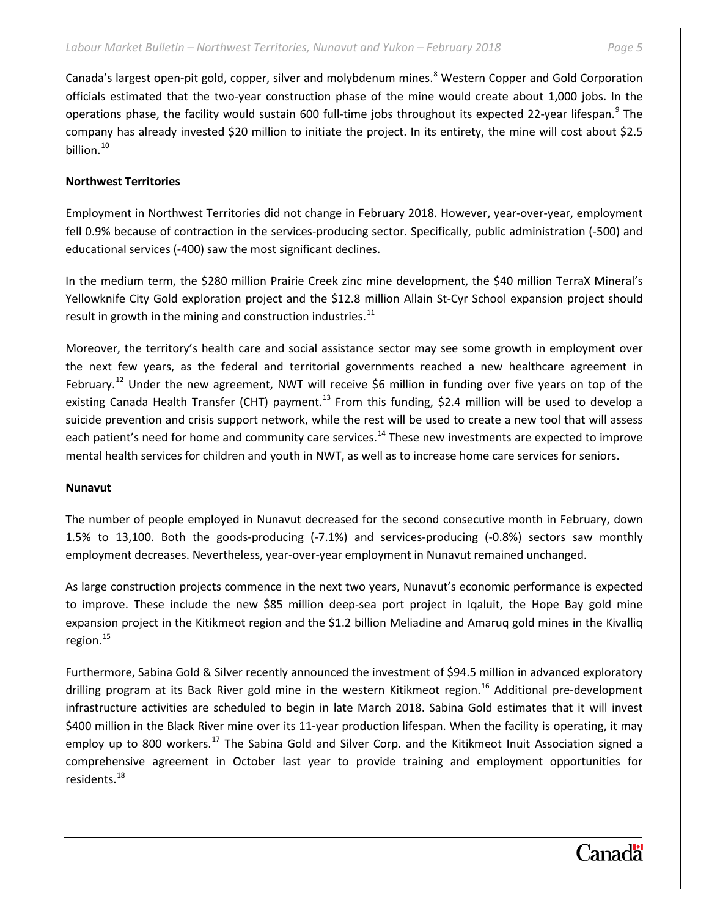Canada's largest open-pit gold, copper, silver and molybdenum mines.[8] Western Copper and Gold Corporation officials estimated that the two-year construction phase of the mine would create about 1,000 jobs. In the operations phase, the facility would sustain 600 full-time jobs throughout its expected 22-year lifespan.[9] The company has already invested $20 million to initiate the project. In its entirety, the mine will cost about $2.5 billion.[10]

**Northwest Territories**

Employment in Northwest Territories did not change in February 2018. However, year-over-year, employment fell 0.9% because of contraction in the services-producing sector. Specifically, public administration (-500) and educational services (-400) saw the most significant declines.

In the medium term, the $280 million Prairie Creek zinc mine development, the $40 million TerraX Mineral's Yellowknife City Gold exploration project and the $12.8 million Allain St-Cyr School expansion project should result in growth in the mining and construction industries.[11]

Moreover, the territory's health care and social assistance sector may see some growth in employment over the next few years, as the federal and territorial governments reached a new healthcare agreement in February.[12] Under the new agreement, NWT will receive $6 million in funding over five years on top of the existing Canada Health Transfer (CHT) payment.[13] From this funding, $2.4 million will be used to develop a suicide prevention and crisis support network, while the rest will be used to create a new tool that will assess each patient's need for home and community care services.[14] These new investments are expected to improve mental health services for children and youth in NWT, as well as to increase home care services for seniors.

**Nunavut**

The number of people employed in Nunavut decreased for the second consecutive month in February, down 1.5% to 13,100. Both the goods-producing (-7.1%) and services-producing (-0.8%) sectors saw monthly employment decreases. Nevertheless, year-over-year employment in Nunavut remained unchanged.

As large construction projects commence in the next two years, Nunavut's economic performance is expected to improve. These include the new $85 million deep-sea port project in Iqaluit, the Hope Bay gold mine expansion project in the Kitikmeot region and the $1.2 billion Meliadine and Amaruq gold mines in the Kivalliq region.[15]

Furthermore, Sabina Gold & Silver recently announced the investment of $94.5 million in advanced exploratory drilling program at its Back River gold mine in the western Kitikmeot region.[16] Additional pre-development infrastructure activities are scheduled to begin in late March 2018. Sabina Gold estimates that it will invest $400 million in the Black River mine over its 11-year production lifespan. When the facility is operating, it may employ up to 800 workers.[17] The Sabina Gold and Silver Corp. and the Kitikmeot Inuit Association signed a comprehensive agreement in October last year to provide training and employment opportunities for residents.[18]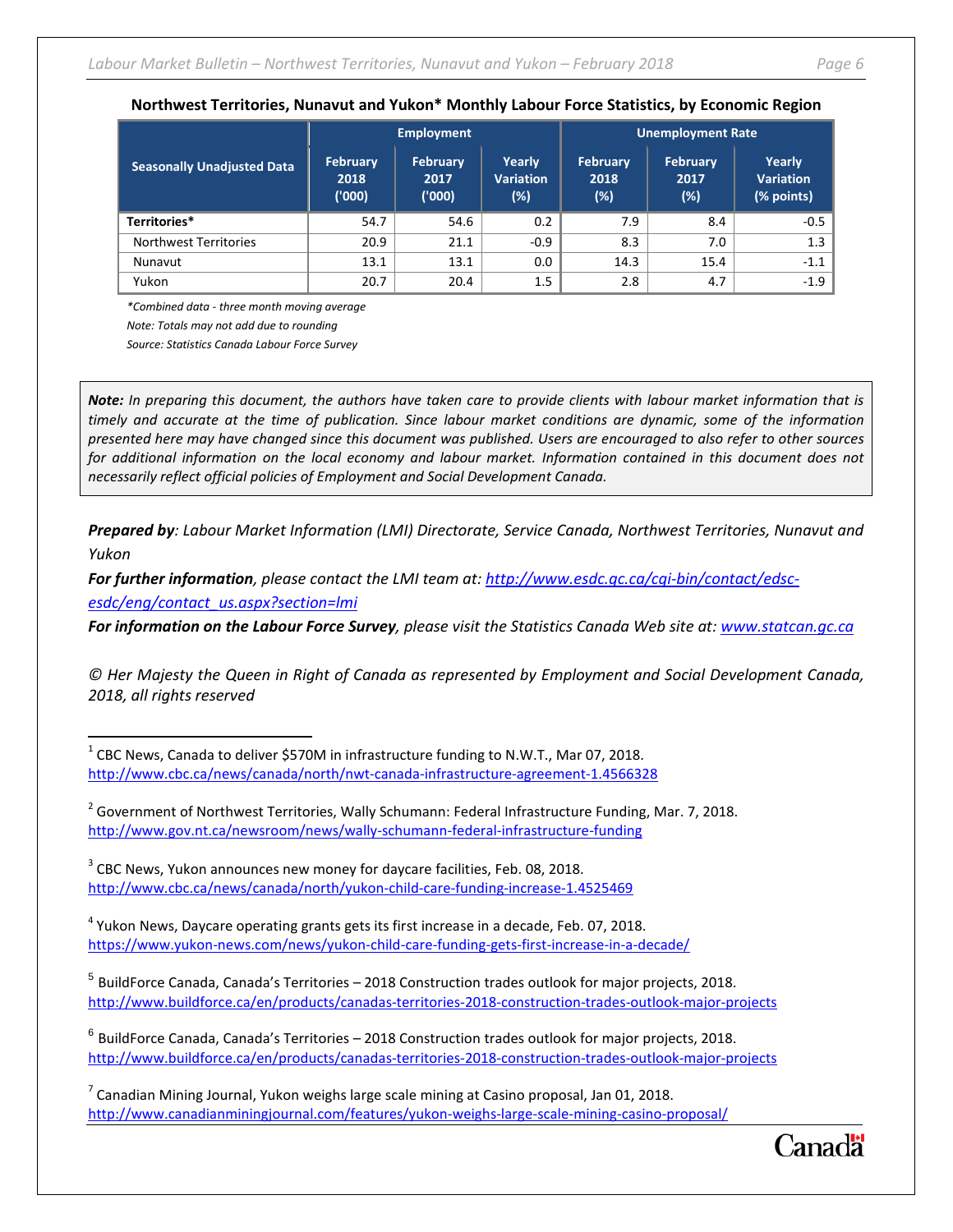**Northwest Territories, Nunavut and Yukon* Monthly Labour Force Statistics, by Economic Region**

| Seasonally Unadjusted Data | Employment | | | Unemployment Rate | | |
|---|---|---|---|---|---|---|
| | February 2018 ('000) | February 2017 ('000) | Yearly Variation (%) | February 2018 (%) | February 2017 (%) | Yearly Variation (% points) |
| **Territories*** | 54.7 | 54.6 | 0.2 | 7.9 | 8.4 | -0.5 |
| Northwest Territories | 20.9 | 21.1 | -0.9 | 8.3 | 7.0 | 1.3 |
| Nunavut | 13.1 | 13.1 | 0.0 | 14.3 | 15.4 | -1.1 |
| Yukon | 20.7 | 20.4 | 1.5 | 2.8 | 4.7 | -1.9 |

*\*Combined data - three month moving average*

*Note: Totals may not add due to rounding*

*Source: Statistics Canada Labour Force Survey*

***Note:** In preparing this document, the authors have taken care to provide clients with labour market information that is timely and accurate at the time of publication. Since labour market conditions are dynamic, some of the information presented here may have changed since this document was published. Users are encouraged to also refer to other sources for additional information on the local economy and labour market. Information contained in this document does not necessarily reflect official policies of Employment and Social Development Canada.*

***Prepared by**: Labour Market Information (LMI) Directorate, Service Canada, Northwest Territories, Nunavut and Yukon*

***For further information**, please contact the LMI team at: http://www.esdc.gc.ca/cgi-bin/contact/edsc-esdc/eng/contact_us.aspx?section=lmi*

***For information on the Labour Force Survey**, please visit the Statistics Canada Web site at: www.statcan.gc.ca*

*© Her Majesty the Queen in Right of Canada as represented by Employment and Social Development Canada, 2018, all rights reserved*

---

[1] CBC News, Canada to deliver $570M in infrastructure funding to N.W.T., Mar 07, 2018. http://www.cbc.ca/news/canada/north/nwt-canada-infrastructure-agreement-1.4566328

[2] Government of Northwest Territories, Wally Schumann: Federal Infrastructure Funding, Mar. 7, 2018. http://www.gov.nt.ca/newsroom/news/wally-schumann-federal-infrastructure-funding

[3] CBC News, Yukon announces new money for daycare facilities, Feb. 08, 2018. http://www.cbc.ca/news/canada/north/yukon-child-care-funding-increase-1.4525469

[4] Yukon News, Daycare operating grants gets its first increase in a decade, Feb. 07, 2018. https://www.yukon-news.com/news/yukon-child-care-funding-gets-first-increase-in-a-decade/

[5] BuildForce Canada, Canada's Territories – 2018 Construction trades outlook for major projects, 2018. http://www.buildforce.ca/en/products/canadas-territories-2018-construction-trades-outlook-major-projects

[6] BuildForce Canada, Canada's Territories – 2018 Construction trades outlook for major projects, 2018. http://www.buildforce.ca/en/products/canadas-territories-2018-construction-trades-outlook-major-projects

[7] Canadian Mining Journal, Yukon weighs large scale mining at Casino proposal, Jan 01, 2018. http://www.canadianminingjournal.com/features/yukon-weighs-large-scale-mining-casino-proposal/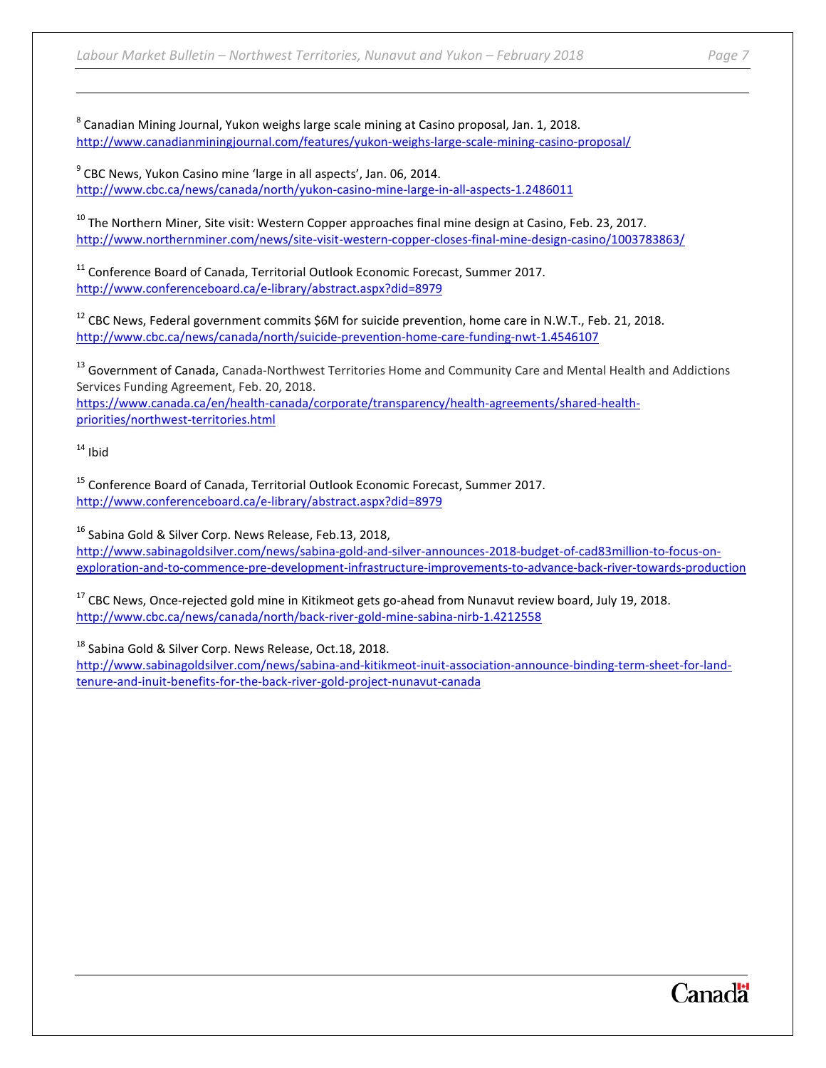[8] Canadian Mining Journal, Yukon weighs large scale mining at Casino proposal, Jan. 1, 2018.
http://www.canadianminingjournal.com/features/yukon-weighs-large-scale-mining-casino-proposal/

[9] CBC News, Yukon Casino mine 'large in all aspects', Jan. 06, 2014.
http://www.cbc.ca/news/canada/north/yukon-casino-mine-large-in-all-aspects-1.2486011

[10] The Northern Miner, Site visit: Western Copper approaches final mine design at Casino, Feb. 23, 2017.
http://www.northernminer.com/news/site-visit-western-copper-closes-final-mine-design-casino/1003783863/

[11] Conference Board of Canada, Territorial Outlook Economic Forecast, Summer 2017.
http://www.conferenceboard.ca/e-library/abstract.aspx?did=8979

[12] CBC News, Federal government commits $6M for suicide prevention, home care in N.W.T., Feb. 21, 2018.
http://www.cbc.ca/news/canada/north/suicide-prevention-home-care-funding-nwt-1.4546107

[13] Government of Canada, Canada-Northwest Territories Home and Community Care and Mental Health and Addictions Services Funding Agreement, Feb. 20, 2018.
https://www.canada.ca/en/health-canada/corporate/transparency/health-agreements/shared-health-priorities/northwest-territories.html

[14] Ibid

[15] Conference Board of Canada, Territorial Outlook Economic Forecast, Summer 2017.
http://www.conferenceboard.ca/e-library/abstract.aspx?did=8979

[16] Sabina Gold & Silver Corp. News Release, Feb.13, 2018,
http://www.sabinagoldsilver.com/news/sabina-gold-and-silver-announces-2018-budget-of-cad83million-to-focus-on-exploration-and-to-commence-pre-development-infrastructure-improvements-to-advance-back-river-towards-production

[17] CBC News, Once-rejected gold mine in Kitikmeot gets go-ahead from Nunavut review board, July 19, 2018.
http://www.cbc.ca/news/canada/north/back-river-gold-mine-sabina-nirb-1.4212558

[18] Sabina Gold & Silver Corp. News Release, Oct.18, 2018.
http://www.sabinagoldsilver.com/news/sabina-and-kitikmeot-inuit-association-announce-binding-term-sheet-for-land-tenure-and-inuit-benefits-for-the-back-river-gold-project-nunavut-canada